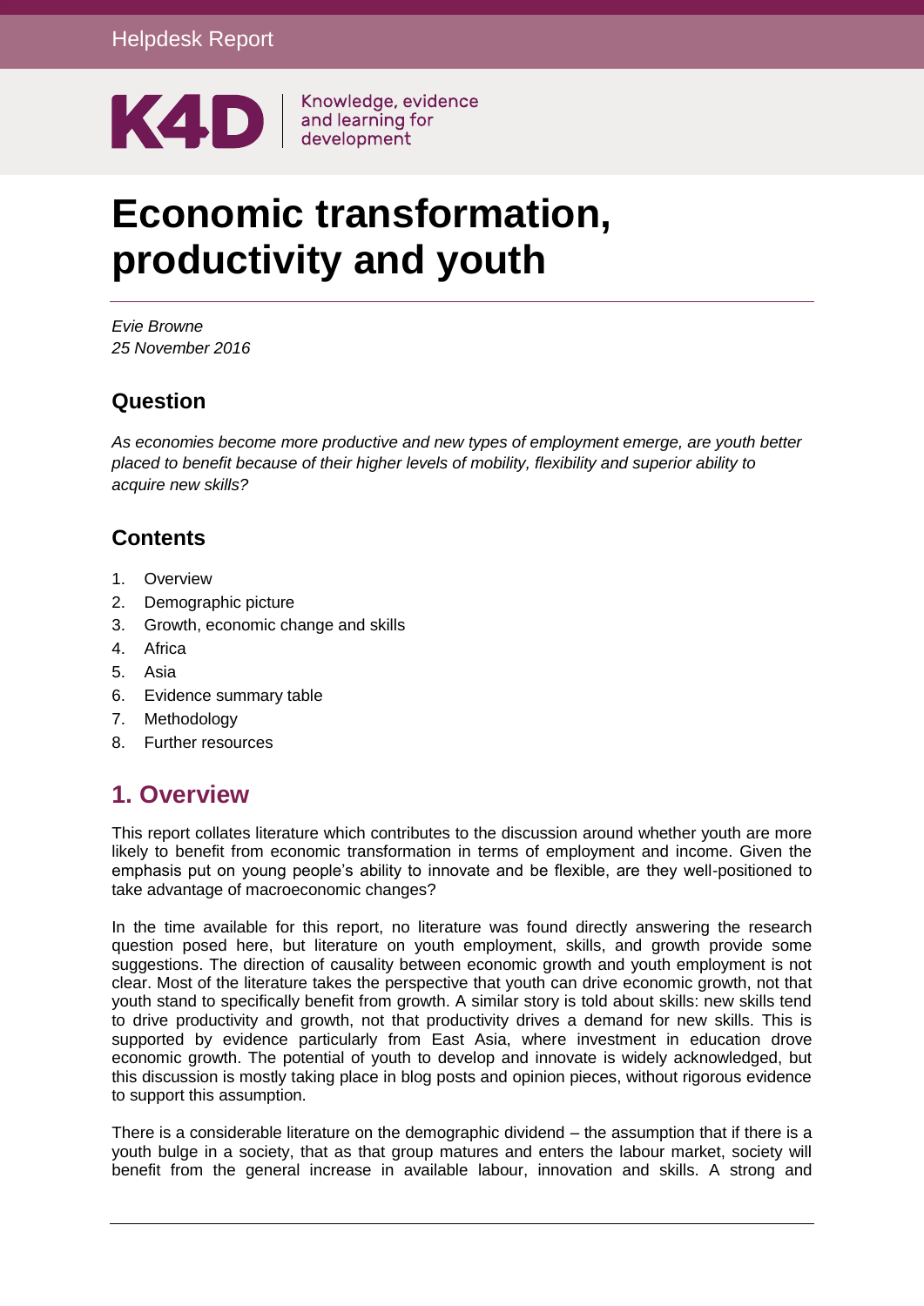Helpdesk Report

K4D | Knowledge, evidence and learning for development

# Economic transformation, productivity and youth

*Evie Browne*
*25 November 2016*

## Question

*As economies become more productive and new types of employment emerge, are youth better placed to benefit because of their higher levels of mobility, flexibility and superior ability to acquire new skills?*

## Contents

1. Overview
2. Demographic picture
3. Growth, economic change and skills
4. Africa
5. Asia
6. Evidence summary table
7. Methodology
8. Further resources

## 1. Overview

This report collates literature which contributes to the discussion around whether youth are more likely to benefit from economic transformation in terms of employment and income. Given the emphasis put on young people's ability to innovate and be flexible, are they well-positioned to take advantage of macroeconomic changes?

In the time available for this report, no literature was found directly answering the research question posed here, but literature on youth employment, skills, and growth provide some suggestions. The direction of causality between economic growth and youth employment is not clear. Most of the literature takes the perspective that youth can drive economic growth, not that youth stand to specifically benefit from growth. A similar story is told about skills: new skills tend to drive productivity and growth, not that productivity drives a demand for new skills. This is supported by evidence particularly from East Asia, where investment in education drove economic growth. The potential of youth to develop and innovate is widely acknowledged, but this discussion is mostly taking place in blog posts and opinion pieces, without rigorous evidence to support this assumption.

There is a considerable literature on the demographic dividend – the assumption that if there is a youth bulge in a society, that as that group matures and enters the labour market, society will benefit from the general increase in available labour, innovation and skills. A strong and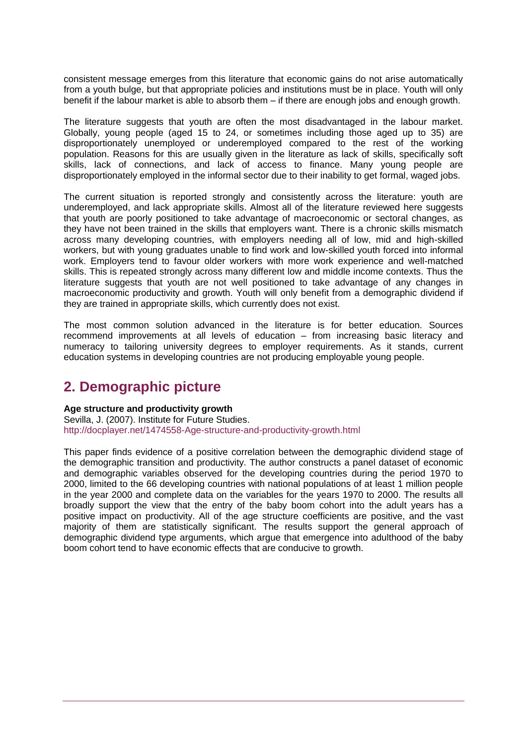consistent message emerges from this literature that economic gains do not arise automatically from a youth bulge, but that appropriate policies and institutions must be in place. Youth will only benefit if the labour market is able to absorb them – if there are enough jobs and enough growth.

The literature suggests that youth are often the most disadvantaged in the labour market. Globally, young people (aged 15 to 24, or sometimes including those aged up to 35) are disproportionately unemployed or underemployed compared to the rest of the working population. Reasons for this are usually given in the literature as lack of skills, specifically soft skills, lack of connections, and lack of access to finance. Many young people are disproportionately employed in the informal sector due to their inability to get formal, waged jobs.

The current situation is reported strongly and consistently across the literature: youth are underemployed, and lack appropriate skills. Almost all of the literature reviewed here suggests that youth are poorly positioned to take advantage of macroeconomic or sectoral changes, as they have not been trained in the skills that employers want. There is a chronic skills mismatch across many developing countries, with employers needing all of low, mid and high-skilled workers, but with young graduates unable to find work and low-skilled youth forced into informal work. Employers tend to favour older workers with more work experience and well-matched skills. This is repeated strongly across many different low and middle income contexts. Thus the literature suggests that youth are not well positioned to take advantage of any changes in macroeconomic productivity and growth. Youth will only benefit from a demographic dividend if they are trained in appropriate skills, which currently does not exist.

The most common solution advanced in the literature is for better education. Sources recommend improvements at all levels of education – from increasing basic literacy and numeracy to tailoring university degrees to employer requirements. As it stands, current education systems in developing countries are not producing employable young people.

## 2. Demographic picture

**Age structure and productivity growth**
Sevilla, J. (2007). Institute for Future Studies.
http://docplayer.net/1474558-Age-structure-and-productivity-growth.html

This paper finds evidence of a positive correlation between the demographic dividend stage of the demographic transition and productivity. The author constructs a panel dataset of economic and demographic variables observed for the developing countries during the period 1970 to 2000, limited to the 66 developing countries with national populations of at least 1 million people in the year 2000 and complete data on the variables for the years 1970 to 2000. The results all broadly support the view that the entry of the baby boom cohort into the adult years has a positive impact on productivity. All of the age structure coefficients are positive, and the vast majority of them are statistically significant. The results support the general approach of demographic dividend type arguments, which argue that emergence into adulthood of the baby boom cohort tend to have economic effects that are conducive to growth.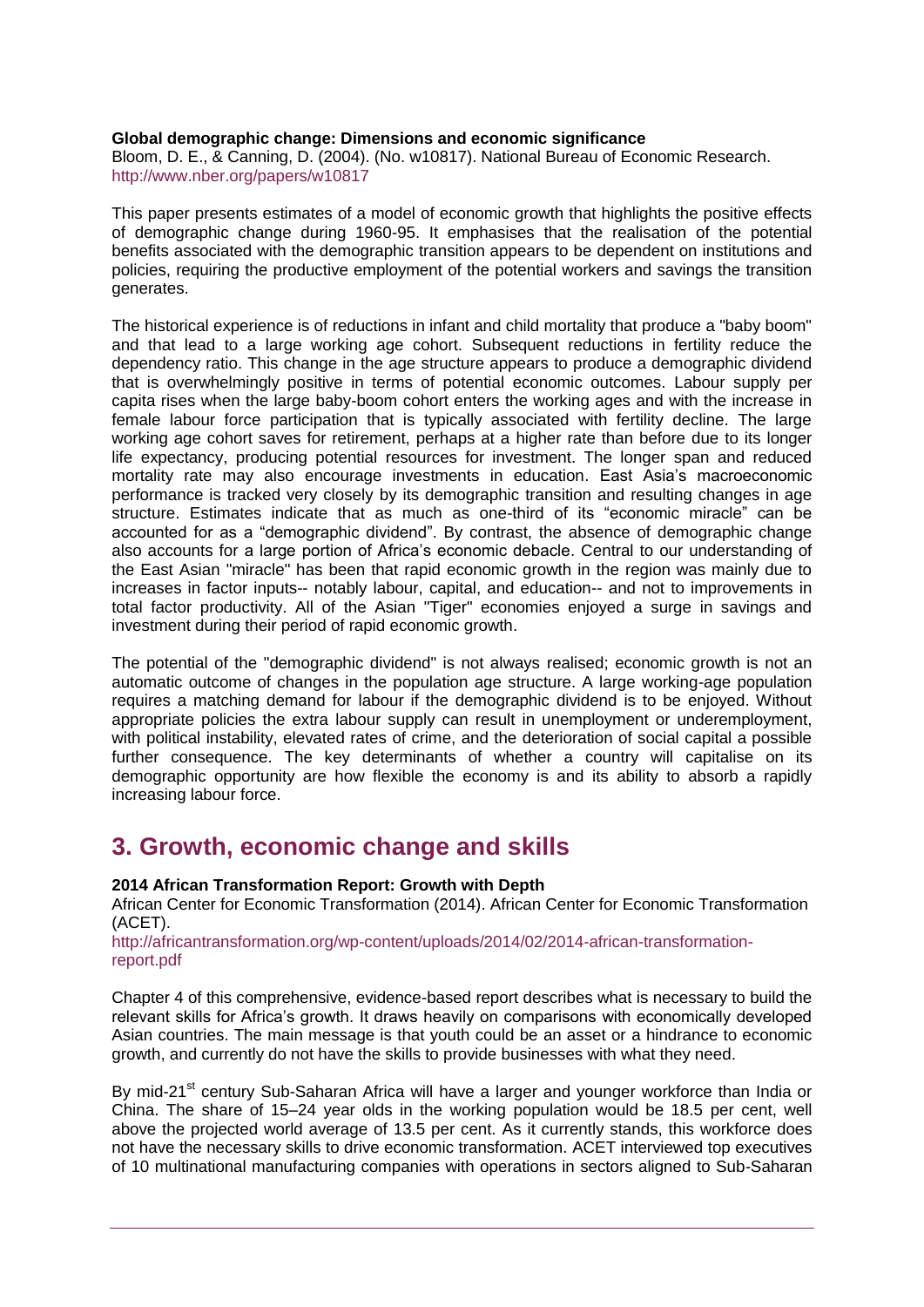**Global demographic change: Dimensions and economic significance**
Bloom, D. E., & Canning, D. (2004). (No. w10817). National Bureau of Economic Research.
http://www.nber.org/papers/w10817

This paper presents estimates of a model of economic growth that highlights the positive effects of demographic change during 1960-95. It emphasises that the realisation of the potential benefits associated with the demographic transition appears to be dependent on institutions and policies, requiring the productive employment of the potential workers and savings the transition generates.

The historical experience is of reductions in infant and child mortality that produce a "baby boom" and that lead to a large working age cohort. Subsequent reductions in fertility reduce the dependency ratio. This change in the age structure appears to produce a demographic dividend that is overwhelmingly positive in terms of potential economic outcomes. Labour supply per capita rises when the large baby-boom cohort enters the working ages and with the increase in female labour force participation that is typically associated with fertility decline. The large working age cohort saves for retirement, perhaps at a higher rate than before due to its longer life expectancy, producing potential resources for investment. The longer span and reduced mortality rate may also encourage investments in education. East Asia's macroeconomic performance is tracked very closely by its demographic transition and resulting changes in age structure. Estimates indicate that as much as one-third of its "economic miracle" can be accounted for as a "demographic dividend". By contrast, the absence of demographic change also accounts for a large portion of Africa's economic debacle. Central to our understanding of the East Asian "miracle" has been that rapid economic growth in the region was mainly due to increases in factor inputs-- notably labour, capital, and education-- and not to improvements in total factor productivity. All of the Asian "Tiger" economies enjoyed a surge in savings and investment during their period of rapid economic growth.

The potential of the "demographic dividend" is not always realised; economic growth is not an automatic outcome of changes in the population age structure. A large working-age population requires a matching demand for labour if the demographic dividend is to be enjoyed. Without appropriate policies the extra labour supply can result in unemployment or underemployment, with political instability, elevated rates of crime, and the deterioration of social capital a possible further consequence. The key determinants of whether a country will capitalise on its demographic opportunity are how flexible the economy is and its ability to absorb a rapidly increasing labour force.

## 3. Growth, economic change and skills

**2014 African Transformation Report: Growth with Depth**
African Center for Economic Transformation (2014). African Center for Economic Transformation (ACET).
http://africantransformation.org/wp-content/uploads/2014/02/2014-african-transformation-report.pdf

Chapter 4 of this comprehensive, evidence-based report describes what is necessary to build the relevant skills for Africa's growth. It draws heavily on comparisons with economically developed Asian countries. The main message is that youth could be an asset or a hindrance to economic growth, and currently do not have the skills to provide businesses with what they need.

By mid-21st century Sub-Saharan Africa will have a larger and younger workforce than India or China. The share of 15–24 year olds in the working population would be 18.5 per cent, well above the projected world average of 13.5 per cent. As it currently stands, this workforce does not have the necessary skills to drive economic transformation. ACET interviewed top executives of 10 multinational manufacturing companies with operations in sectors aligned to Sub-Saharan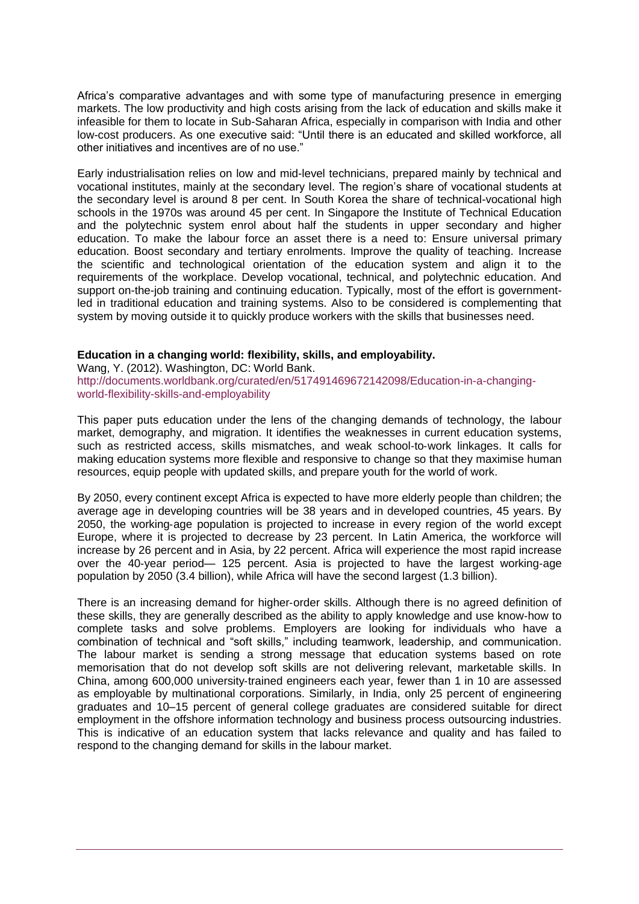Africa's comparative advantages and with some type of manufacturing presence in emerging markets. The low productivity and high costs arising from the lack of education and skills make it infeasible for them to locate in Sub-Saharan Africa, especially in comparison with India and other low-cost producers. As one executive said: "Until there is an educated and skilled workforce, all other initiatives and incentives are of no use."

Early industrialisation relies on low and mid-level technicians, prepared mainly by technical and vocational institutes, mainly at the secondary level. The region's share of vocational students at the secondary level is around 8 per cent. In South Korea the share of technical-vocational high schools in the 1970s was around 45 per cent. In Singapore the Institute of Technical Education and the polytechnic system enrol about half the students in upper secondary and higher education. To make the labour force an asset there is a need to: Ensure universal primary education. Boost secondary and tertiary enrolments. Improve the quality of teaching. Increase the scientific and technological orientation of the education system and align it to the requirements of the workplace. Develop vocational, technical, and polytechnic education. And support on-the-job training and continuing education. Typically, most of the effort is government-led in traditional education and training systems. Also to be considered is complementing that system by moving outside it to quickly produce workers with the skills that businesses need.

**Education in a changing world: flexibility, skills, and employability.**
Wang, Y. (2012). Washington, DC: World Bank.
http://documents.worldbank.org/curated/en/517491469672142098/Education-in-a-changing-world-flexibility-skills-and-employability

This paper puts education under the lens of the changing demands of technology, the labour market, demography, and migration. It identifies the weaknesses in current education systems, such as restricted access, skills mismatches, and weak school-to-work linkages. It calls for making education systems more flexible and responsive to change so that they maximise human resources, equip people with updated skills, and prepare youth for the world of work.

By 2050, every continent except Africa is expected to have more elderly people than children; the average age in developing countries will be 38 years and in developed countries, 45 years. By 2050, the working-age population is projected to increase in every region of the world except Europe, where it is projected to decrease by 23 percent. In Latin America, the workforce will increase by 26 percent and in Asia, by 22 percent. Africa will experience the most rapid increase over the 40-year period— 125 percent. Asia is projected to have the largest working-age population by 2050 (3.4 billion), while Africa will have the second largest (1.3 billion).

There is an increasing demand for higher-order skills. Although there is no agreed definition of these skills, they are generally described as the ability to apply knowledge and use know-how to complete tasks and solve problems. Employers are looking for individuals who have a combination of technical and "soft skills," including teamwork, leadership, and communication. The labour market is sending a strong message that education systems based on rote memorisation that do not develop soft skills are not delivering relevant, marketable skills. In China, among 600,000 university-trained engineers each year, fewer than 1 in 10 are assessed as employable by multinational corporations. Similarly, in India, only 25 percent of engineering graduates and 10–15 percent of general college graduates are considered suitable for direct employment in the offshore information technology and business process outsourcing industries. This is indicative of an education system that lacks relevance and quality and has failed to respond to the changing demand for skills in the labour market.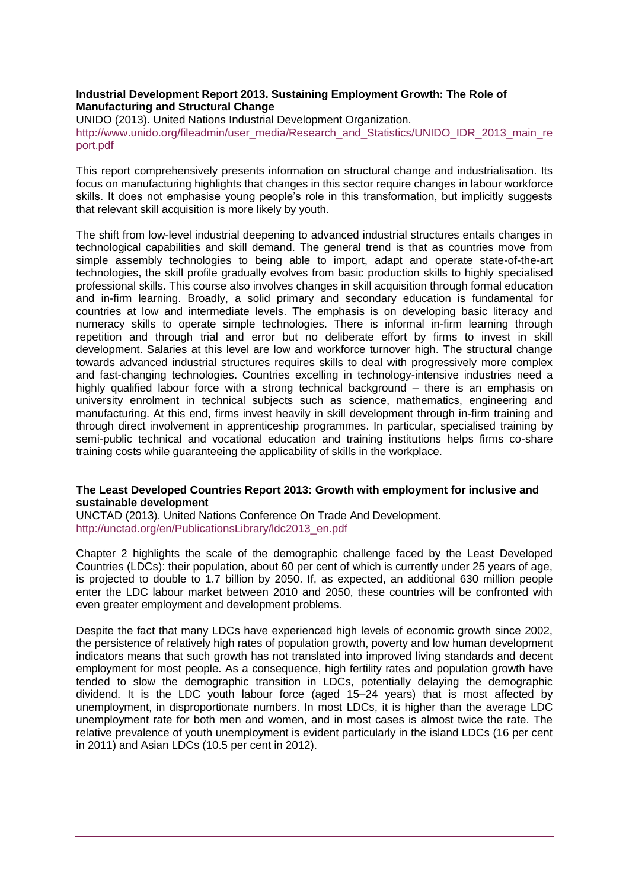**Industrial Development Report 2013. Sustaining Employment Growth: The Role of Manufacturing and Structural Change**

UNIDO (2013). United Nations Industrial Development Organization.
http://www.unido.org/fileadmin/user_media/Research_and_Statistics/UNIDO_IDR_2013_main_report.pdf

This report comprehensively presents information on structural change and industrialisation. Its focus on manufacturing highlights that changes in this sector require changes in labour workforce skills. It does not emphasise young people's role in this transformation, but implicitly suggests that relevant skill acquisition is more likely by youth.

The shift from low-level industrial deepening to advanced industrial structures entails changes in technological capabilities and skill demand. The general trend is that as countries move from simple assembly technologies to being able to import, adapt and operate state-of-the-art technologies, the skill profile gradually evolves from basic production skills to highly specialised professional skills. This course also involves changes in skill acquisition through formal education and in-firm learning. Broadly, a solid primary and secondary education is fundamental for countries at low and intermediate levels. The emphasis is on developing basic literacy and numeracy skills to operate simple technologies. There is informal in-firm learning through repetition and through trial and error but no deliberate effort by firms to invest in skill development. Salaries at this level are low and workforce turnover high. The structural change towards advanced industrial structures requires skills to deal with progressively more complex and fast-changing technologies. Countries excelling in technology-intensive industries need a highly qualified labour force with a strong technical background – there is an emphasis on university enrolment in technical subjects such as science, mathematics, engineering and manufacturing. At this end, firms invest heavily in skill development through in-firm training and through direct involvement in apprenticeship programmes. In particular, specialised training by semi-public technical and vocational education and training institutions helps firms co-share training costs while guaranteeing the applicability of skills in the workplace.

**The Least Developed Countries Report 2013: Growth with employment for inclusive and sustainable development**

UNCTAD (2013). United Nations Conference On Trade And Development.
http://unctad.org/en/PublicationsLibrary/ldc2013_en.pdf

Chapter 2 highlights the scale of the demographic challenge faced by the Least Developed Countries (LDCs): their population, about 60 per cent of which is currently under 25 years of age, is projected to double to 1.7 billion by 2050. If, as expected, an additional 630 million people enter the LDC labour market between 2010 and 2050, these countries will be confronted with even greater employment and development problems.

Despite the fact that many LDCs have experienced high levels of economic growth since 2002, the persistence of relatively high rates of population growth, poverty and low human development indicators means that such growth has not translated into improved living standards and decent employment for most people. As a consequence, high fertility rates and population growth have tended to slow the demographic transition in LDCs, potentially delaying the demographic dividend. It is the LDC youth labour force (aged 15–24 years) that is most affected by unemployment, in disproportionate numbers. In most LDCs, it is higher than the average LDC unemployment rate for both men and women, and in most cases is almost twice the rate. The relative prevalence of youth unemployment is evident particularly in the island LDCs (16 per cent in 2011) and Asian LDCs (10.5 per cent in 2012).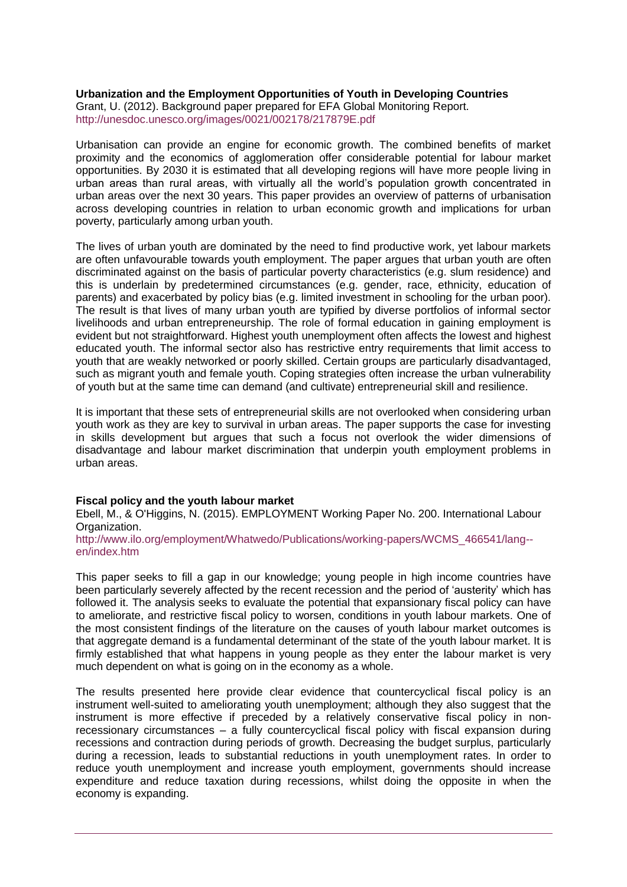**Urbanization and the Employment Opportunities of Youth in Developing Countries**
Grant, U. (2012). Background paper prepared for EFA Global Monitoring Report.
http://unesdoc.unesco.org/images/0021/002178/217879E.pdf

Urbanisation can provide an engine for economic growth. The combined benefits of market proximity and the economics of agglomeration offer considerable potential for labour market opportunities. By 2030 it is estimated that all developing regions will have more people living in urban areas than rural areas, with virtually all the world's population growth concentrated in urban areas over the next 30 years. This paper provides an overview of patterns of urbanisation across developing countries in relation to urban economic growth and implications for urban poverty, particularly among urban youth.

The lives of urban youth are dominated by the need to find productive work, yet labour markets are often unfavourable towards youth employment. The paper argues that urban youth are often discriminated against on the basis of particular poverty characteristics (e.g. slum residence) and this is underlain by predetermined circumstances (e.g. gender, race, ethnicity, education of parents) and exacerbated by policy bias (e.g. limited investment in schooling for the urban poor). The result is that lives of many urban youth are typified by diverse portfolios of informal sector livelihoods and urban entrepreneurship. The role of formal education in gaining employment is evident but not straightforward. Highest youth unemployment often affects the lowest and highest educated youth. The informal sector also has restrictive entry requirements that limit access to youth that are weakly networked or poorly skilled. Certain groups are particularly disadvantaged, such as migrant youth and female youth. Coping strategies often increase the urban vulnerability of youth but at the same time can demand (and cultivate) entrepreneurial skill and resilience.

It is important that these sets of entrepreneurial skills are not overlooked when considering urban youth work as they are key to survival in urban areas. The paper supports the case for investing in skills development but argues that such a focus not overlook the wider dimensions of disadvantage and labour market discrimination that underpin youth employment problems in urban areas.

**Fiscal policy and the youth labour market**
Ebell, M., & O'Higgins, N. (2015). EMPLOYMENT Working Paper No. 200. International Labour Organization.
http://www.ilo.org/employment/Whatwedo/Publications/working-papers/WCMS_466541/lang--en/index.htm

This paper seeks to fill a gap in our knowledge; young people in high income countries have been particularly severely affected by the recent recession and the period of 'austerity' which has followed it. The analysis seeks to evaluate the potential that expansionary fiscal policy can have to ameliorate, and restrictive fiscal policy to worsen, conditions in youth labour markets. One of the most consistent findings of the literature on the causes of youth labour market outcomes is that aggregate demand is a fundamental determinant of the state of the youth labour market. It is firmly established that what happens in young people as they enter the labour market is very much dependent on what is going on in the economy as a whole.

The results presented here provide clear evidence that countercyclical fiscal policy is an instrument well-suited to ameliorating youth unemployment; although they also suggest that the instrument is more effective if preceded by a relatively conservative fiscal policy in non-recessionary circumstances – a fully countercyclical fiscal policy with fiscal expansion during recessions and contraction during periods of growth. Decreasing the budget surplus, particularly during a recession, leads to substantial reductions in youth unemployment rates. In order to reduce youth unemployment and increase youth employment, governments should increase expenditure and reduce taxation during recessions, whilst doing the opposite in when the economy is expanding.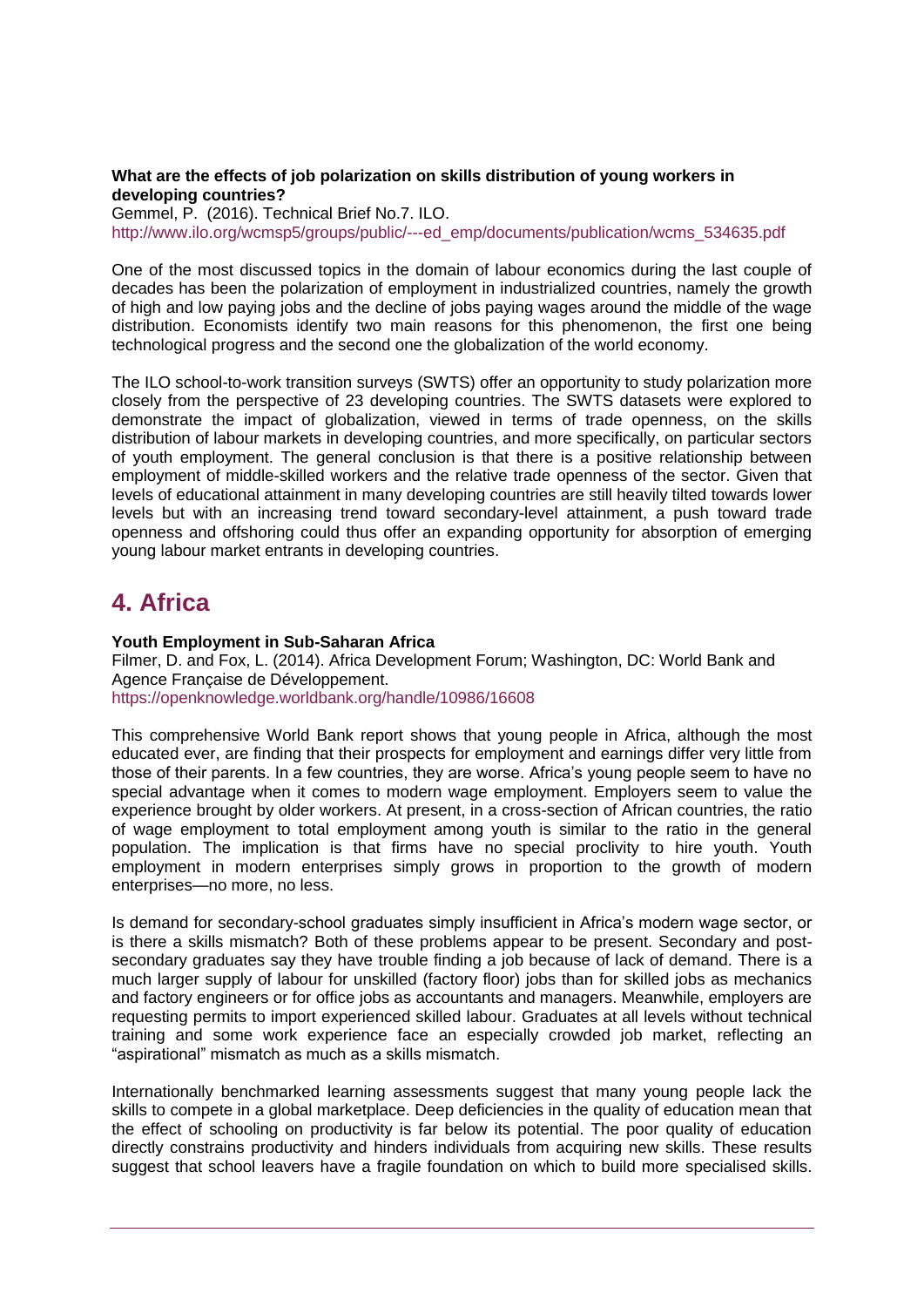**What are the effects of job polarization on skills distribution of young workers in developing countries?**
Gemmel, P. (2016). Technical Brief No.7. ILO.
http://www.ilo.org/wcmsp5/groups/public/---ed_emp/documents/publication/wcms_534635.pdf

One of the most discussed topics in the domain of labour economics during the last couple of decades has been the polarization of employment in industrialized countries, namely the growth of high and low paying jobs and the decline of jobs paying wages around the middle of the wage distribution. Economists identify two main reasons for this phenomenon, the first one being technological progress and the second one the globalization of the world economy.

The ILO school-to-work transition surveys (SWTS) offer an opportunity to study polarization more closely from the perspective of 23 developing countries. The SWTS datasets were explored to demonstrate the impact of globalization, viewed in terms of trade openness, on the skills distribution of labour markets in developing countries, and more specifically, on particular sectors of youth employment. The general conclusion is that there is a positive relationship between employment of middle-skilled workers and the relative trade openness of the sector. Given that levels of educational attainment in many developing countries are still heavily tilted towards lower levels but with an increasing trend toward secondary-level attainment, a push toward trade openness and offshoring could thus offer an expanding opportunity for absorption of emerging young labour market entrants in developing countries.

# 4. Africa

**Youth Employment in Sub-Saharan Africa**
Filmer, D. and Fox, L. (2014). Africa Development Forum; Washington, DC: World Bank and Agence Française de Développement.
https://openknowledge.worldbank.org/handle/10986/16608

This comprehensive World Bank report shows that young people in Africa, although the most educated ever, are finding that their prospects for employment and earnings differ very little from those of their parents. In a few countries, they are worse. Africa's young people seem to have no special advantage when it comes to modern wage employment. Employers seem to value the experience brought by older workers. At present, in a cross-section of African countries, the ratio of wage employment to total employment among youth is similar to the ratio in the general population. The implication is that firms have no special proclivity to hire youth. Youth employment in modern enterprises simply grows in proportion to the growth of modern enterprises—no more, no less.

Is demand for secondary-school graduates simply insufficient in Africa's modern wage sector, or is there a skills mismatch? Both of these problems appear to be present. Secondary and post-secondary graduates say they have trouble finding a job because of lack of demand. There is a much larger supply of labour for unskilled (factory floor) jobs than for skilled jobs as mechanics and factory engineers or for office jobs as accountants and managers. Meanwhile, employers are requesting permits to import experienced skilled labour. Graduates at all levels without technical training and some work experience face an especially crowded job market, reflecting an "aspirational" mismatch as much as a skills mismatch.

Internationally benchmarked learning assessments suggest that many young people lack the skills to compete in a global marketplace. Deep deficiencies in the quality of education mean that the effect of schooling on productivity is far below its potential. The poor quality of education directly constrains productivity and hinders individuals from acquiring new skills. These results suggest that school leavers have a fragile foundation on which to build more specialised skills.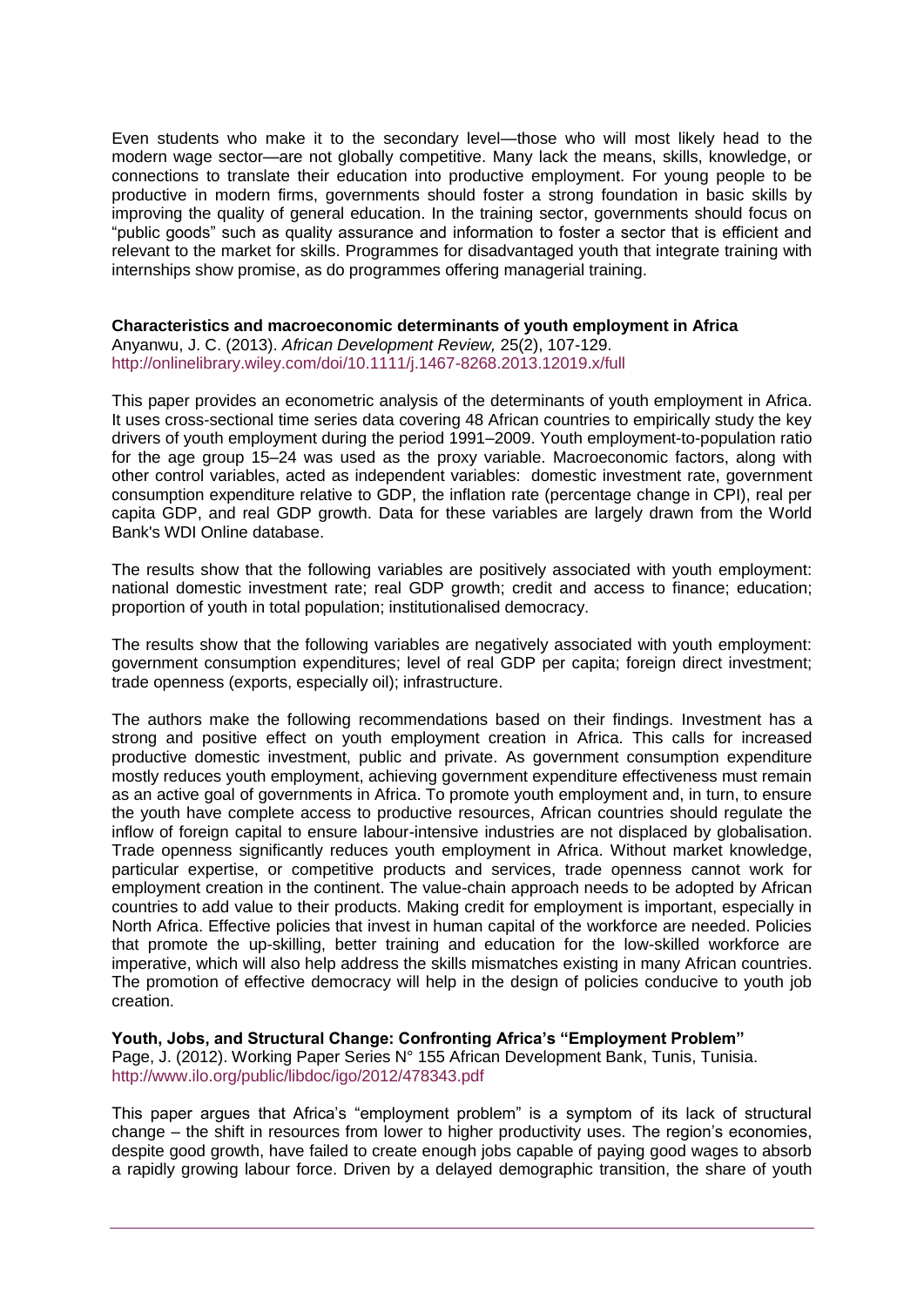Even students who make it to the secondary level—those who will most likely head to the modern wage sector—are not globally competitive. Many lack the means, skills, knowledge, or connections to translate their education into productive employment. For young people to be productive in modern firms, governments should foster a strong foundation in basic skills by improving the quality of general education. In the training sector, governments should focus on "public goods" such as quality assurance and information to foster a sector that is efficient and relevant to the market for skills. Programmes for disadvantaged youth that integrate training with internships show promise, as do programmes offering managerial training.

**Characteristics and macroeconomic determinants of youth employment in Africa**
Anyanwu, J. C. (2013). *African Development Review,* 25(2), 107-129.
http://onlinelibrary.wiley.com/doi/10.1111/j.1467-8268.2013.12019.x/full

This paper provides an econometric analysis of the determinants of youth employment in Africa. It uses cross-sectional time series data covering 48 African countries to empirically study the key drivers of youth employment during the period 1991–2009. Youth employment-to-population ratio for the age group 15–24 was used as the proxy variable. Macroeconomic factors, along with other control variables, acted as independent variables: domestic investment rate, government consumption expenditure relative to GDP, the inflation rate (percentage change in CPI), real per capita GDP, and real GDP growth. Data for these variables are largely drawn from the World Bank's WDI Online database.

The results show that the following variables are positively associated with youth employment: national domestic investment rate; real GDP growth; credit and access to finance; education; proportion of youth in total population; institutionalised democracy.

The results show that the following variables are negatively associated with youth employment: government consumption expenditures; level of real GDP per capita; foreign direct investment; trade openness (exports, especially oil); infrastructure.

The authors make the following recommendations based on their findings. Investment has a strong and positive effect on youth employment creation in Africa. This calls for increased productive domestic investment, public and private. As government consumption expenditure mostly reduces youth employment, achieving government expenditure effectiveness must remain as an active goal of governments in Africa. To promote youth employment and, in turn, to ensure the youth have complete access to productive resources, African countries should regulate the inflow of foreign capital to ensure labour-intensive industries are not displaced by globalisation. Trade openness significantly reduces youth employment in Africa. Without market knowledge, particular expertise, or competitive products and services, trade openness cannot work for employment creation in the continent. The value-chain approach needs to be adopted by African countries to add value to their products. Making credit for employment is important, especially in North Africa. Effective policies that invest in human capital of the workforce are needed. Policies that promote the up-skilling, better training and education for the low-skilled workforce are imperative, which will also help address the skills mismatches existing in many African countries. The promotion of effective democracy will help in the design of policies conducive to youth job creation.

**Youth, Jobs, and Structural Change: Confronting Africa's "Employment Problem"**
Page, J. (2012). Working Paper Series N° 155 African Development Bank, Tunis, Tunisia.
http://www.ilo.org/public/libdoc/igo/2012/478343.pdf

This paper argues that Africa's "employment problem" is a symptom of its lack of structural change – the shift in resources from lower to higher productivity uses. The region's economies, despite good growth, have failed to create enough jobs capable of paying good wages to absorb a rapidly growing labour force. Driven by a delayed demographic transition, the share of youth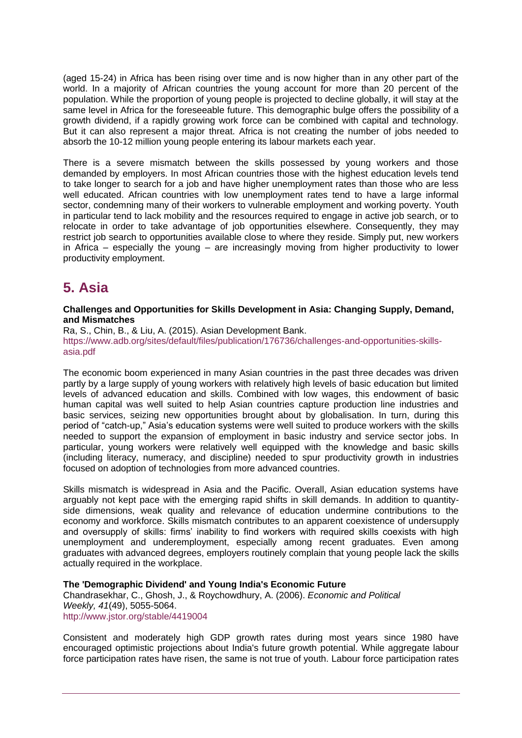(aged 15-24) in Africa has been rising over time and is now higher than in any other part of the world. In a majority of African countries the young account for more than 20 percent of the population. While the proportion of young people is projected to decline globally, it will stay at the same level in Africa for the foreseeable future. This demographic bulge offers the possibility of a growth dividend, if a rapidly growing work force can be combined with capital and technology. But it can also represent a major threat. Africa is not creating the number of jobs needed to absorb the 10-12 million young people entering its labour markets each year.

There is a severe mismatch between the skills possessed by young workers and those demanded by employers. In most African countries those with the highest education levels tend to take longer to search for a job and have higher unemployment rates than those who are less well educated. African countries with low unemployment rates tend to have a large informal sector, condemning many of their workers to vulnerable employment and working poverty. Youth in particular tend to lack mobility and the resources required to engage in active job search, or to relocate in order to take advantage of job opportunities elsewhere. Consequently, they may restrict job search to opportunities available close to where they reside. Simply put, new workers in Africa – especially the young – are increasingly moving from higher productivity to lower productivity employment.

# 5. Asia

**Challenges and Opportunities for Skills Development in Asia: Changing Supply, Demand, and Mismatches**

Ra, S., Chin, B., & Liu, A. (2015). Asian Development Bank.
https://www.adb.org/sites/default/files/publication/176736/challenges-and-opportunities-skills-asia.pdf

The economic boom experienced in many Asian countries in the past three decades was driven partly by a large supply of young workers with relatively high levels of basic education but limited levels of advanced education and skills. Combined with low wages, this endowment of basic human capital was well suited to help Asian countries capture production line industries and basic services, seizing new opportunities brought about by globalisation. In turn, during this period of "catch-up," Asia's education systems were well suited to produce workers with the skills needed to support the expansion of employment in basic industry and service sector jobs. In particular, young workers were relatively well equipped with the knowledge and basic skills (including literacy, numeracy, and discipline) needed to spur productivity growth in industries focused on adoption of technologies from more advanced countries.

Skills mismatch is widespread in Asia and the Pacific. Overall, Asian education systems have arguably not kept pace with the emerging rapid shifts in skill demands. In addition to quantity-side dimensions, weak quality and relevance of education undermine contributions to the economy and workforce. Skills mismatch contributes to an apparent coexistence of undersupply and oversupply of skills: firms' inability to find workers with required skills coexists with high unemployment and underemployment, especially among recent graduates. Even among graduates with advanced degrees, employers routinely complain that young people lack the skills actually required in the workplace.

**The 'Demographic Dividend' and Young India's Economic Future**

Chandrasekhar, C., Ghosh, J., & Roychowdhury, A. (2006). *Economic and Political Weekly, 41*(49), 5055-5064.
http://www.jstor.org/stable/4419004

Consistent and moderately high GDP growth rates during most years since 1980 have encouraged optimistic projections about India's future growth potential. While aggregate labour force participation rates have risen, the same is not true of youth. Labour force participation rates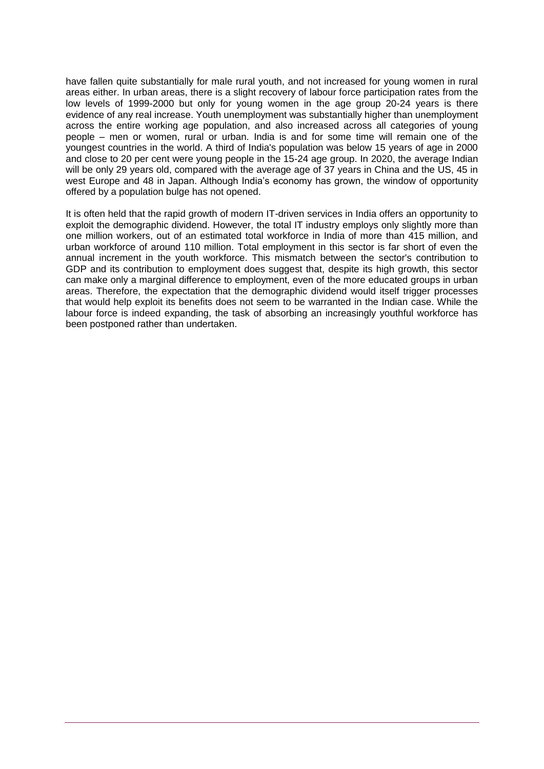have fallen quite substantially for male rural youth, and not increased for young women in rural areas either. In urban areas, there is a slight recovery of labour force participation rates from the low levels of 1999-2000 but only for young women in the age group 20-24 years is there evidence of any real increase. Youth unemployment was substantially higher than unemployment across the entire working age population, and also increased across all categories of young people – men or women, rural or urban. India is and for some time will remain one of the youngest countries in the world. A third of India's population was below 15 years of age in 2000 and close to 20 per cent were young people in the 15-24 age group. In 2020, the average Indian will be only 29 years old, compared with the average age of 37 years in China and the US, 45 in west Europe and 48 in Japan. Although India's economy has grown, the window of opportunity offered by a population bulge has not opened.

It is often held that the rapid growth of modern IT-driven services in India offers an opportunity to exploit the demographic dividend. However, the total IT industry employs only slightly more than one million workers, out of an estimated total workforce in India of more than 415 million, and urban workforce of around 110 million. Total employment in this sector is far short of even the annual increment in the youth workforce. This mismatch between the sector's contribution to GDP and its contribution to employment does suggest that, despite its high growth, this sector can make only a marginal difference to employment, even of the more educated groups in urban areas. Therefore, the expectation that the demographic dividend would itself trigger processes that would help exploit its benefits does not seem to be warranted in the Indian case. While the labour force is indeed expanding, the task of absorbing an increasingly youthful workforce has been postponed rather than undertaken.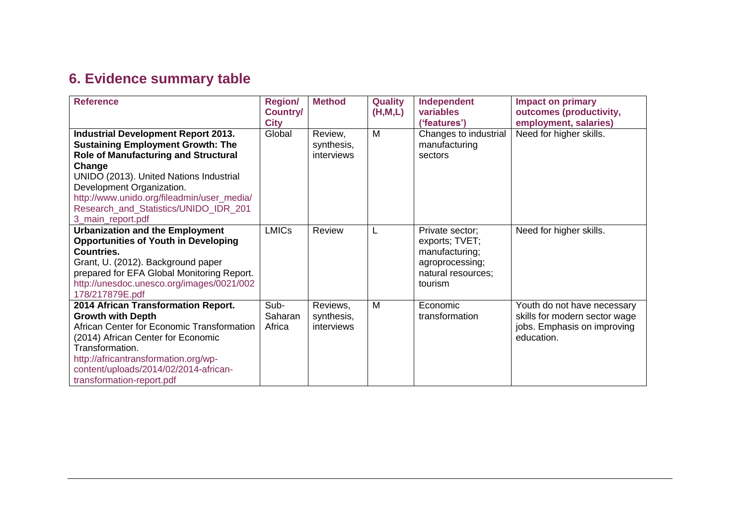## 6. Evidence summary table

| Reference | Region/ Country/ City | Method | Quality (H,M,L) | Independent variables ('features') | Impact on primary outcomes (productivity, employment, salaries) |
|---|---|---|---|---|---|
| **Industrial Development Report 2013. Sustaining Employment Growth: The Role of Manufacturing and Structural Change** UNIDO (2013). United Nations Industrial Development Organization. http://www.unido.org/fileadmin/user_media/Research_and_Statistics/UNIDO_IDR_2013_main_report.pdf | Global | Review, synthesis, interviews | M | Changes to industrial manufacturing sectors | Need for higher skills. |
| **Urbanization and the Employment Opportunities of Youth in Developing Countries.** Grant, U. (2012). Background paper prepared for EFA Global Monitoring Report. http://unesdoc.unesco.org/images/0021/002178/217879E.pdf | LMICs | Review | L | Private sector; exports; TVET; manufacturing; agroprocessing; natural resources; tourism | Need for higher skills. |
| **2014 African Transformation Report. Growth with Depth** African Center for Economic Transformation (2014) African Center for Economic Transformation. http://africantransformation.org/wp-content/uploads/2014/02/2014-african-transformation-report.pdf | Sub-Saharan Africa | Reviews, synthesis, interviews | M | Economic transformation | Youth do not have necessary skills for modern sector wage jobs. Emphasis on improving education. |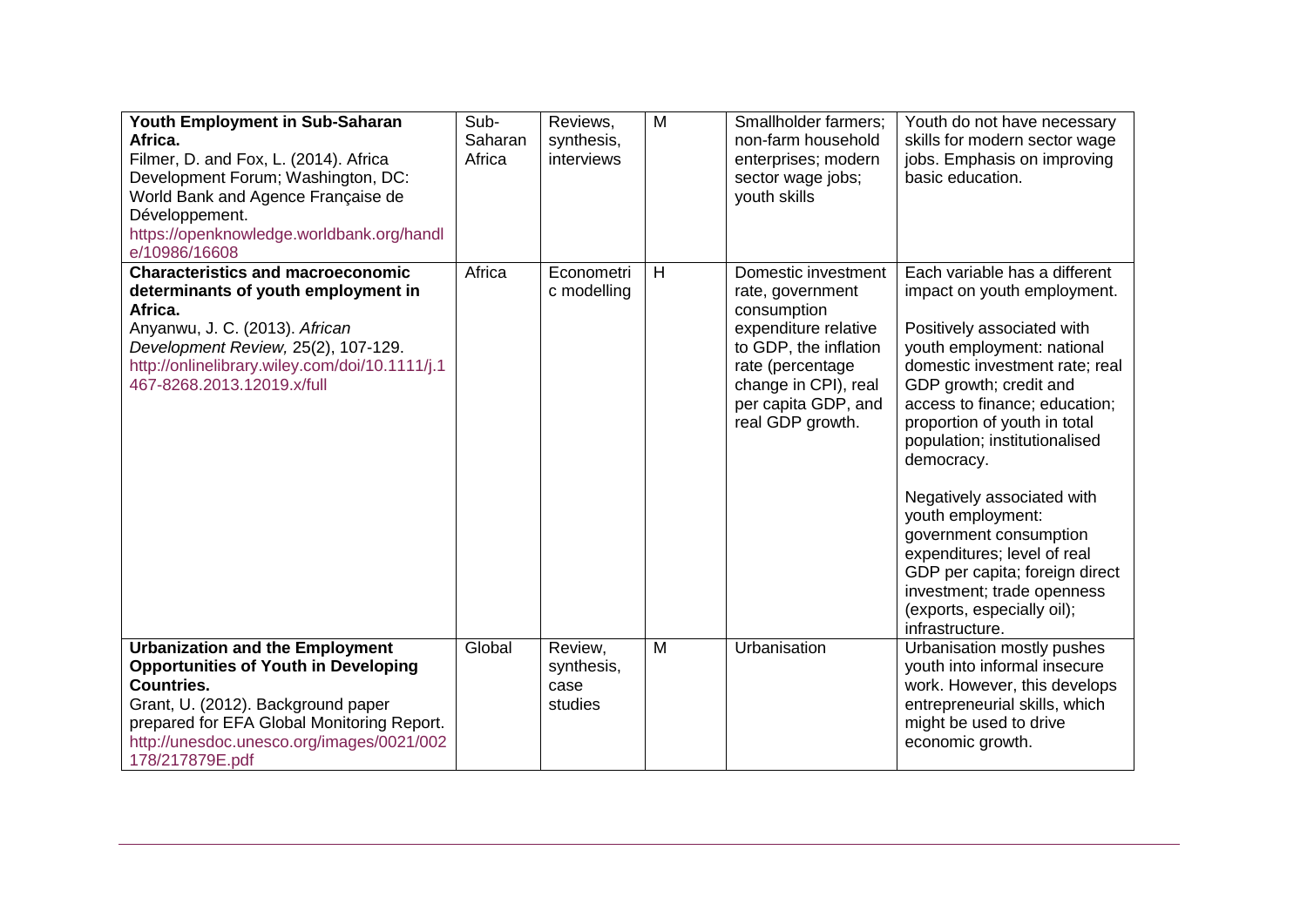| | | | | | |
|---|---|---|---|---|---|
| **Youth Employment in Sub-Saharan Africa.** Filmer, D. and Fox, L. (2014). Africa Development Forum; Washington, DC: World Bank and Agence Française de Développement. https://openknowledge.worldbank.org/handle/10986/16608 | Sub-Saharan Africa | Reviews, synthesis, interviews | M | Smallholder farmers; non-farm household enterprises; modern sector wage jobs; youth skills | Youth do not have necessary skills for modern sector wage jobs. Emphasis on improving basic education. |
| **Characteristics and macroeconomic determinants of youth employment in Africa.** Anyanwu, J. C. (2013). *African Development Review,* 25(2), 107-129. http://onlinelibrary.wiley.com/doi/10.1111/j.1467-8268.2013.12019.x/full | Africa | Econometric modelling | H | Domestic investment rate, government consumption expenditure relative to GDP, the inflation rate (percentage change in CPI), real per capita GDP, and real GDP growth. | Each variable has a different impact on youth employment.<br><br>Positively associated with youth employment: national domestic investment rate; real GDP growth; credit and access to finance; education; proportion of youth in total population; institutionalised democracy.<br><br>Negatively associated with youth employment: government consumption expenditures; level of real GDP per capita; foreign direct investment; trade openness (exports, especially oil); infrastructure. |
| **Urbanization and the Employment Opportunities of Youth in Developing Countries.** Grant, U. (2012). Background paper prepared for EFA Global Monitoring Report. http://unesdoc.unesco.org/images/0021/002178/217879E.pdf | Global | Review, synthesis, case studies | M | Urbanisation | Urbanisation mostly pushes youth into informal insecure work. However, this develops entrepreneurial skills, which might be used to drive economic growth. |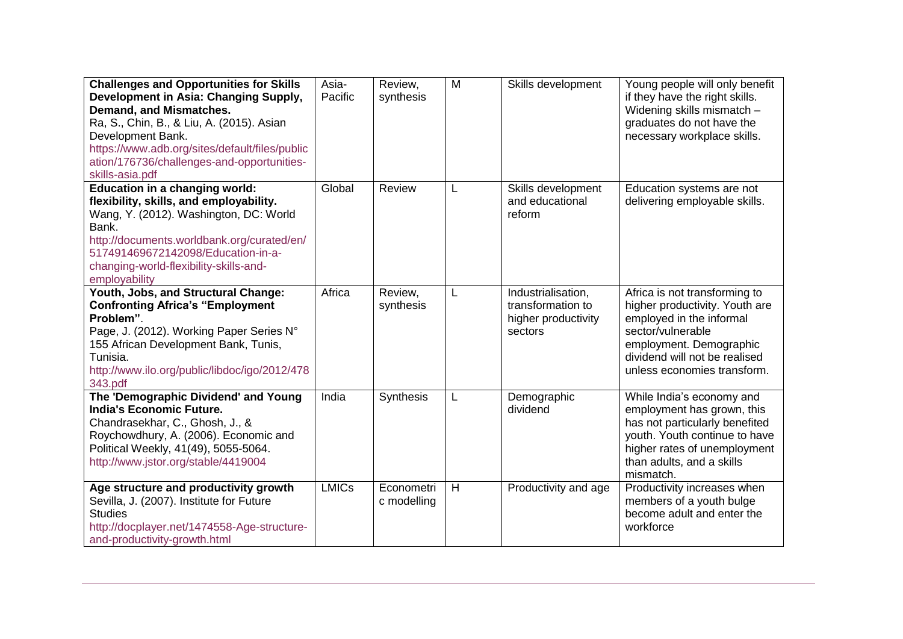| **Challenges and Opportunities for Skills Development in Asia: Changing Supply, Demand, and Mismatches.** Ra, S., Chin, B., & Liu, A. (2015). Asian Development Bank. https://www.adb.org/sites/default/files/publication/176736/challenges-and-opportunities-skills-asia.pdf | Asia-Pacific | Review, synthesis | M | Skills development | Young people will only benefit if they have the right skills. Widening skills mismatch – graduates do not have the necessary workplace skills. |
|---|---|---|---|---|---|
| **Education in a changing world: flexibility, skills, and employability.** Wang, Y. (2012). Washington, DC: World Bank. http://documents.worldbank.org/curated/en/517491469672142098/Education-in-a-changing-world-flexibility-skills-and-employability | Global | Review | L | Skills development and educational reform | Education systems are not delivering employable skills. |
| **Youth, Jobs, and Structural Change: Confronting Africa's "Employment Problem".** Page, J. (2012). Working Paper Series N° 155 African Development Bank, Tunis, Tunisia. http://www.ilo.org/public/libdoc/igo/2012/478343.pdf | Africa | Review, synthesis | L | Industrialisation, transformation to higher productivity sectors | Africa is not transforming to higher productivity. Youth are employed in the informal sector/vulnerable employment. Demographic dividend will not be realised unless economies transform. |
| **The 'Demographic Dividend' and Young India's Economic Future.** Chandrasekhar, C., Ghosh, J., & Roychowdhury, A. (2006). Economic and Political Weekly, 41(49), 5055-5064. http://www.jstor.org/stable/4419004 | India | Synthesis | L | Demographic dividend | While India's economy and employment has grown, this has not particularly benefited youth. Youth continue to have higher rates of unemployment than adults, and a skills mismatch. |
| **Age structure and productivity growth** Sevilla, J. (2007). Institute for Future Studies http://docplayer.net/1474558-Age-structure-and-productivity-growth.html | LMICs | Econometric modelling | H | Productivity and age | Productivity increases when members of a youth bulge become adult and enter the workforce |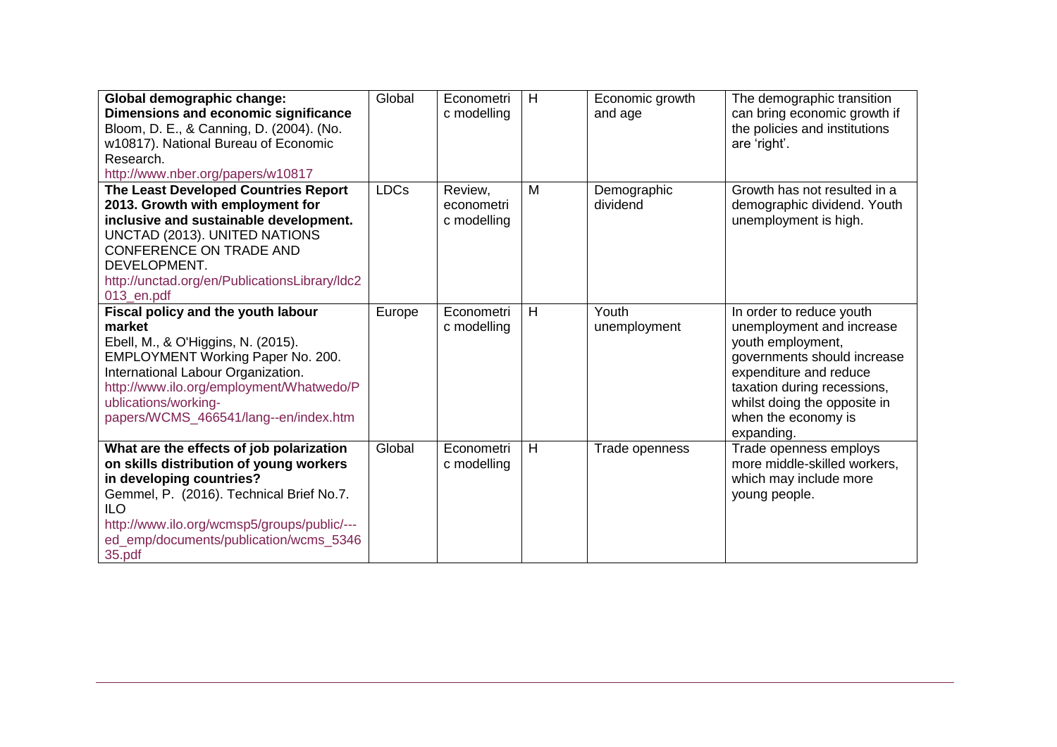| | | | | | |
|---|---|---|---|---|---|
| **Global demographic change: Dimensions and economic significance** Bloom, D. E., & Canning, D. (2004). (No. w10817). National Bureau of Economic Research. http://www.nber.org/papers/w10817 | Global | Econometric modelling | H | Economic growth and age | The demographic transition can bring economic growth if the policies and institutions are 'right'. |
| **The Least Developed Countries Report 2013. Growth with employment for inclusive and sustainable development.** UNCTAD (2013). UNITED NATIONS CONFERENCE ON TRADE AND DEVELOPMENT. http://unctad.org/en/PublicationsLibrary/ldc2013_en.pdf | LDCs | Review, econometric modelling | M | Demographic dividend | Growth has not resulted in a demographic dividend. Youth unemployment is high. |
| **Fiscal policy and the youth labour market** Ebell, M., & O'Higgins, N. (2015). EMPLOYMENT Working Paper No. 200. International Labour Organization. http://www.ilo.org/employment/Whatwedo/Publications/working-papers/WCMS_466541/lang--en/index.htm | Europe | Econometric modelling | H | Youth unemployment | In order to reduce youth unemployment and increase youth employment, governments should increase expenditure and reduce taxation during recessions, whilst doing the opposite in when the economy is expanding. |
| **What are the effects of job polarization on skills distribution of young workers in developing countries?** Gemmel, P. (2016). Technical Brief No.7. ILO http://www.ilo.org/wcmsp5/groups/public/---ed_emp/documents/publication/wcms_534635.pdf | Global | Econometric modelling | H | Trade openness | Trade openness employs more middle-skilled workers, which may include more young people. |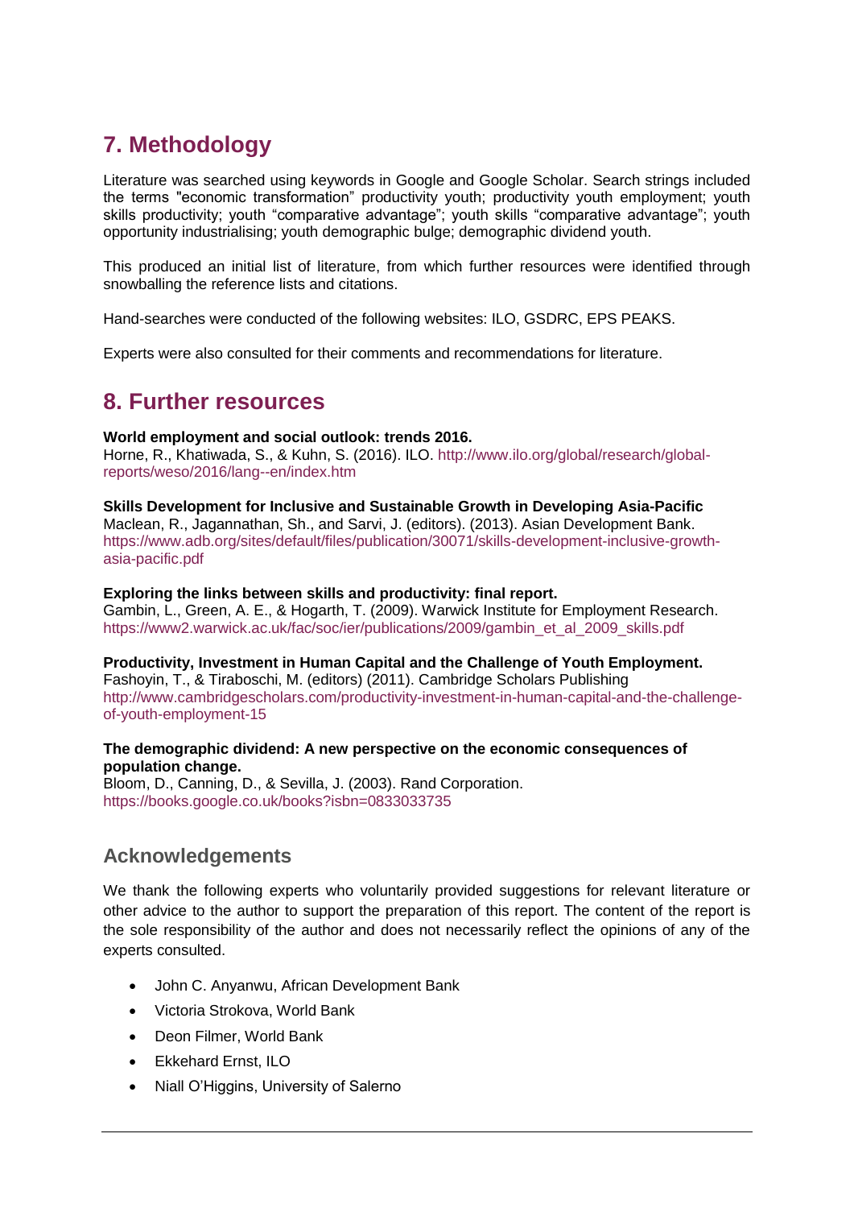## 7. Methodology

Literature was searched using keywords in Google and Google Scholar. Search strings included the terms "economic transformation" productivity youth; productivity youth employment; youth skills productivity; youth "comparative advantage"; youth skills "comparative advantage"; youth opportunity industrialising; youth demographic bulge; demographic dividend youth.

This produced an initial list of literature, from which further resources were identified through snowballing the reference lists and citations.

Hand-searches were conducted of the following websites: ILO, GSDRC, EPS PEAKS.

Experts were also consulted for their comments and recommendations for literature.

## 8. Further resources

**World employment and social outlook: trends 2016.**
Horne, R., Khatiwada, S., & Kuhn, S. (2016). ILO. http://www.ilo.org/global/research/global-reports/weso/2016/lang--en/index.htm

**Skills Development for Inclusive and Sustainable Growth in Developing Asia-Pacific**
Maclean, R., Jagannathan, Sh., and Sarvi, J. (editors). (2013). Asian Development Bank. https://www.adb.org/sites/default/files/publication/30071/skills-development-inclusive-growth-asia-pacific.pdf

**Exploring the links between skills and productivity: final report.**
Gambin, L., Green, A. E., & Hogarth, T. (2009). Warwick Institute for Employment Research. https://www2.warwick.ac.uk/fac/soc/ier/publications/2009/gambin_et_al_2009_skills.pdf

**Productivity, Investment in Human Capital and the Challenge of Youth Employment.**
Fashoyin, T., & Tiraboschi, M. (editors) (2011). Cambridge Scholars Publishing
http://www.cambridgescholars.com/productivity-investment-in-human-capital-and-the-challenge-of-youth-employment-15

**The demographic dividend: A new perspective on the economic consequences of population change.**
Bloom, D., Canning, D., & Sevilla, J. (2003). Rand Corporation.
https://books.google.co.uk/books?isbn=0833033735

### Acknowledgements

We thank the following experts who voluntarily provided suggestions for relevant literature or other advice to the author to support the preparation of this report. The content of the report is the sole responsibility of the author and does not necessarily reflect the opinions of any of the experts consulted.

- John C. Anyanwu, African Development Bank
- Victoria Strokova, World Bank
- Deon Filmer, World Bank
- Ekkehard Ernst, ILO
- Niall O'Higgins, University of Salerno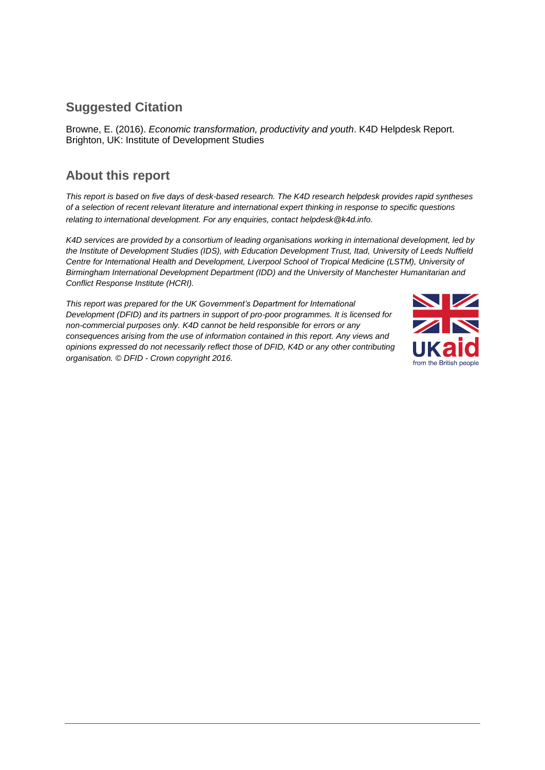## Suggested Citation

Browne, E. (2016). *Economic transformation, productivity and youth*. K4D Helpdesk Report. Brighton, UK: Institute of Development Studies

## About this report

*This report is based on five days of desk-based research. The K4D research helpdesk provides rapid syntheses of a selection of recent relevant literature and international expert thinking in response to specific questions relating to international development. For any enquiries, contact helpdesk@k4d.info.*

*K4D services are provided by a consortium of leading organisations working in international development, led by the Institute of Development Studies (IDS), with Education Development Trust, Itad, University of Leeds Nuffield Centre for International Health and Development, Liverpool School of Tropical Medicine (LSTM), University of Birmingham International Development Department (IDD) and the University of Manchester Humanitarian and Conflict Response Institute (HCRI).*

*This report was prepared for the UK Government's Department for International Development (DFID) and its partners in support of pro-poor programmes. It is licensed for non-commercial purposes only. K4D cannot be held responsible for errors or any consequences arising from the use of information contained in this report. Any views and opinions expressed do not necessarily reflect those of DFID, K4D or any other contributing organisation. © DFID - Crown copyright 2016.*

UKaid
from the British people